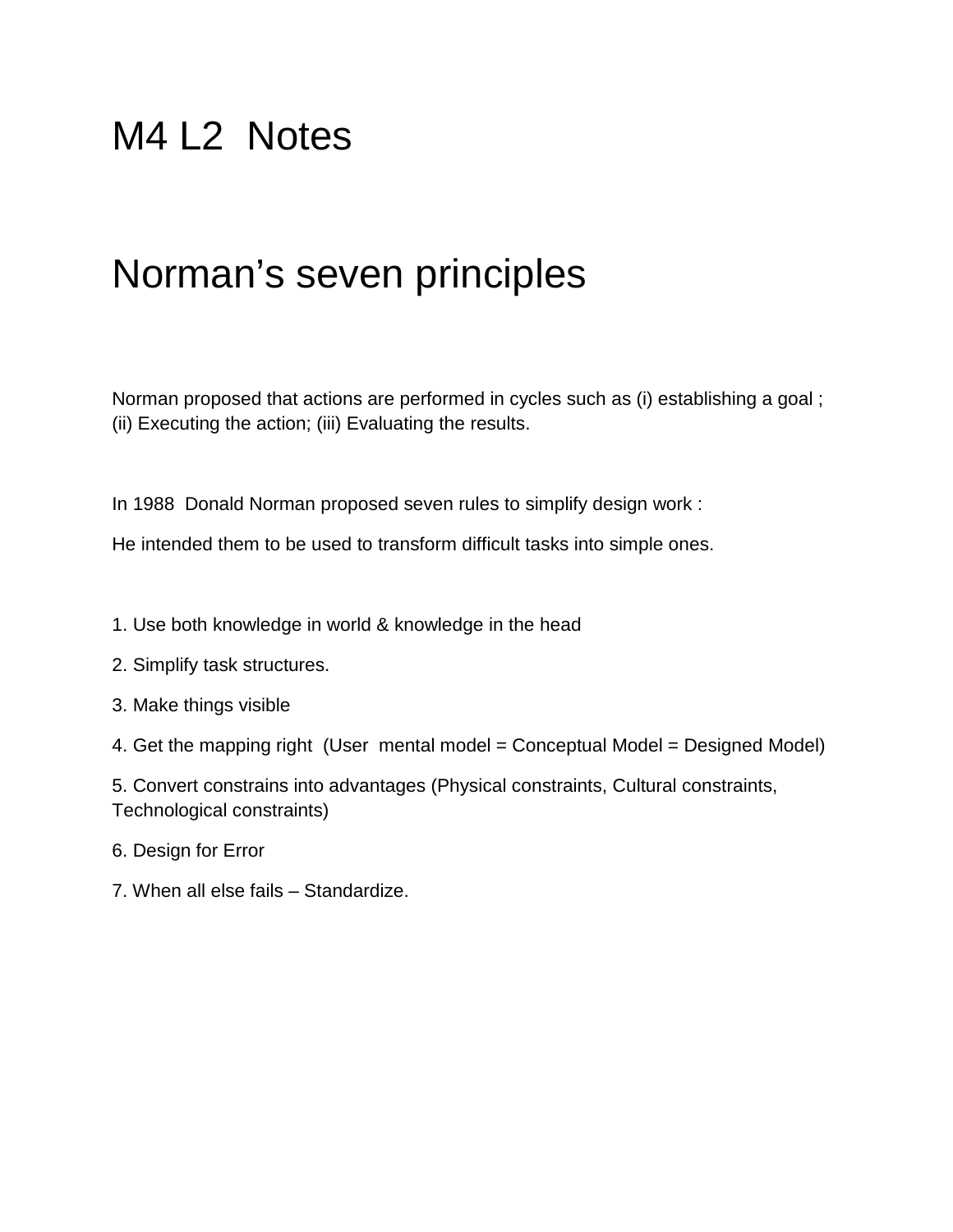# M4 L2 Notes

# Norman’s seven principles

Norman proposed that actions are performed in cycles such as (i) establishing a goal ; (ii) Executing the action; (iii) Evaluating the results.

In 1988 Donald Norman proposed seven rules to simplify design work :

He intended them to be used to transform difficult tasks into simple ones.

1. Use both knowledge in world & knowledge in the head
2. Simplify task structures.
3. Make things visible
4. Get the mapping right (User mental model = Conceptual Model = Designed Model)
5. Convert constrains into advantages (Physical constraints, Cultural constraints, Technological constraints)
6. Design for Error
7. When all else fails – Standardize.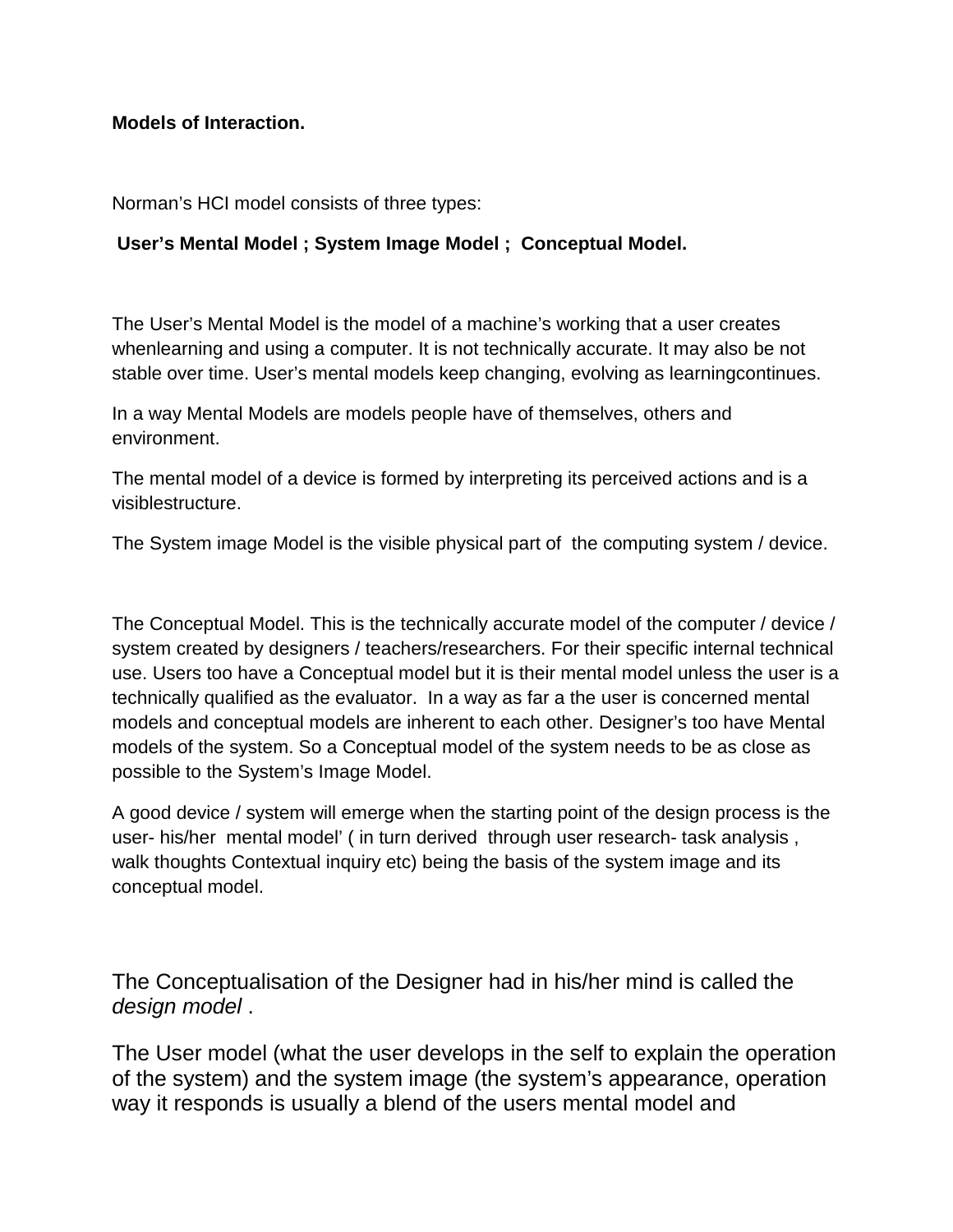**Models of Interaction.**

Norman's HCI model consists of three types:

**User's Mental Model ; System Image Model ; Conceptual Model.**

The User's Mental Model is the model of a machine's working that a user creates whenlearning and using a computer. It is not technically accurate. It may also be not stable over time. User's mental models keep changing, evolving as learningcontinues.

In a way Mental Models are models people have of themselves, others and environment.

The mental model of a device is formed by interpreting its perceived actions and is a visiblestructure.

The System image Model is the visible physical part of the computing system / device.

The Conceptual Model. This is the technically accurate model of the computer / device / system created by designers / teachers/researchers. For their specific internal technical use. Users too have a Conceptual model but it is their mental model unless the user is a technically qualified as the evaluator. In a way as far a the user is concerned mental models and conceptual models are inherent to each other. Designer's too have Mental models of the system. So a Conceptual model of the system needs to be as close as possible to the System's Image Model.

A good device / system will emerge when the starting point of the design process is the user- his/her mental model' ( in turn derived through user research- task analysis , walk thoughts Contextual inquiry etc) being the basis of the system image and its conceptual model.

The Conceptualisation of the Designer had in his/her mind is called the *design model* .

The User model (what the user develops in the self to explain the operation of the system) and the system image (the system's appearance, operation way it responds is usually a blend of the users mental model and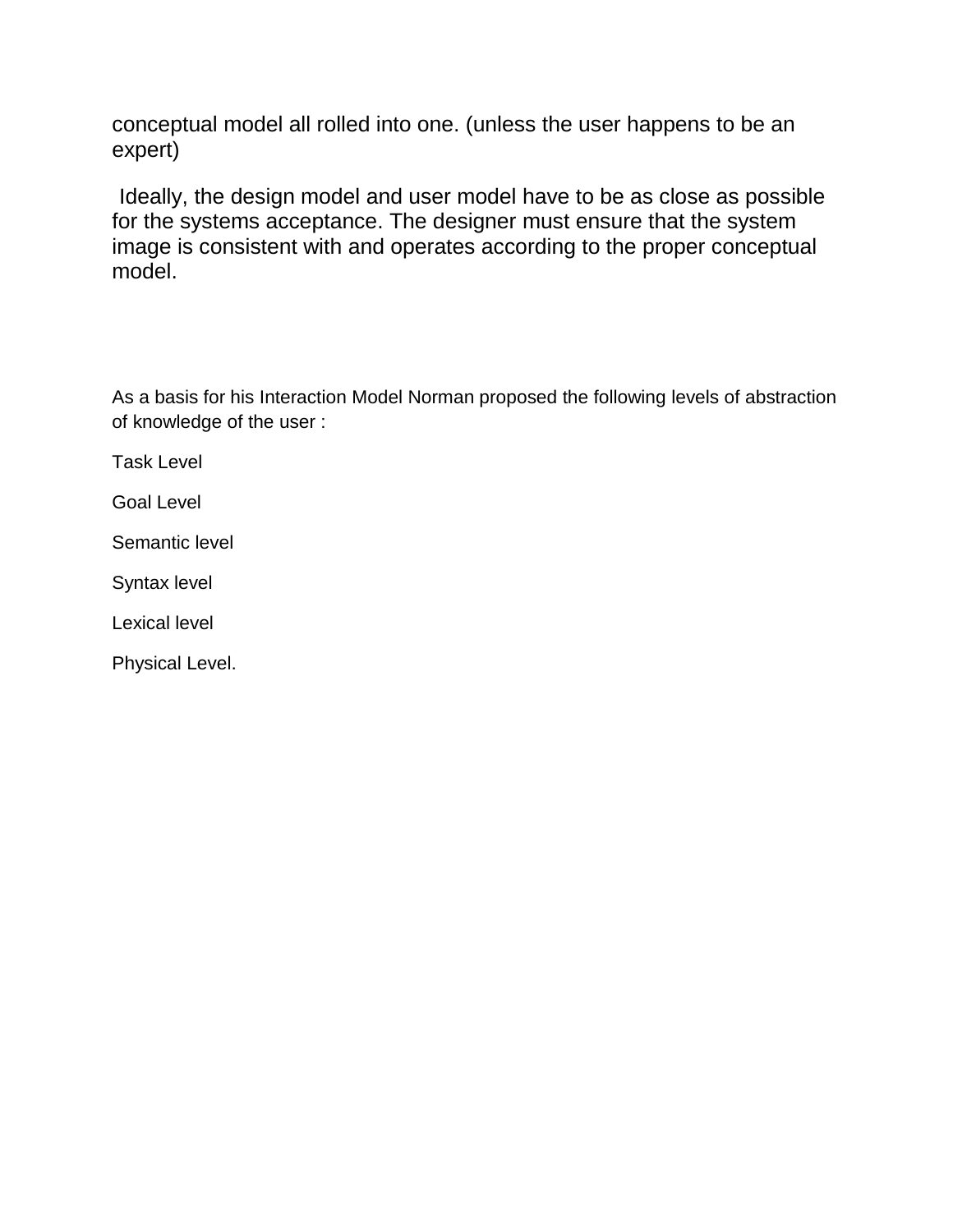conceptual model all rolled into one. (unless the user happens to be an expert)

Ideally, the design model and user model have to be as close as possible for the systems acceptance. The designer must ensure that the system image is consistent with and operates according to the proper conceptual model.

As a basis for his Interaction Model Norman proposed the following levels of abstraction of knowledge of the user :

Task Level

Goal Level

Semantic level

Syntax level

Lexical level

Physical Level.